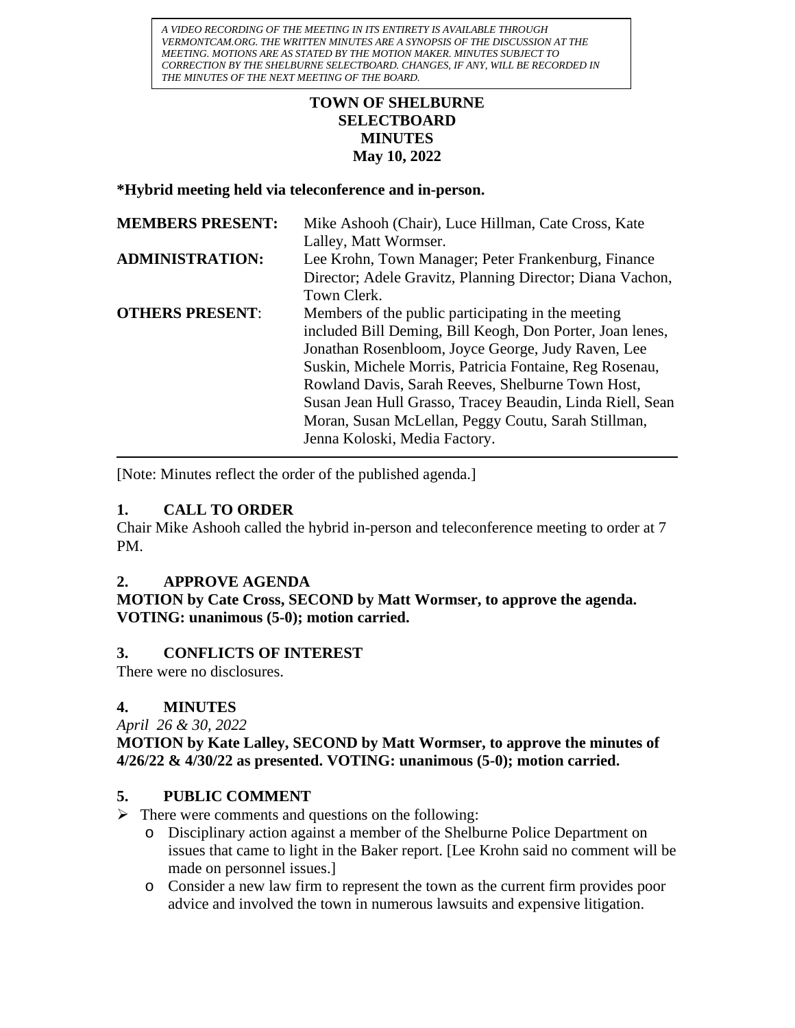*A VIDEO RECORDING OF THE MEETING IN ITS ENTIRETY IS AVAILABLE THROUGH VERMONTCAM.ORG. THE WRITTEN MINUTES ARE A SYNOPSIS OF THE DISCUSSION AT THE MEETING. MOTIONS ARE AS STATED BY THE MOTION MAKER. MINUTES SUBJECT TO CORRECTION BY THE SHELBURNE SELECTBOARD. CHANGES, IF ANY, WILL BE RECORDED IN THE MINUTES OF THE NEXT MEETING OF THE BOARD.*

# TOWN OF SHELBURNE
# SELECTBOARD
# MINUTES
# May 10, 2022

**\*Hybrid meeting held via teleconference and in-person.**

| | |
|---|---|
| **MEMBERS PRESENT:** | Mike Ashooh (Chair), Luce Hillman, Cate Cross, Kate Lalley, Matt Wormser. |
| **ADMINISTRATION:** | Lee Krohn, Town Manager; Peter Frankenburg, Finance Director; Adele Gravitz, Planning Director; Diana Vachon, Town Clerk. |
| **OTHERS PRESENT:** | Members of the public participating in the meeting included Bill Deming, Bill Keogh, Don Porter, Joan lenes, Jonathan Rosenbloom, Joyce George, Judy Raven, Lee Suskin, Michele Morris, Patricia Fontaine, Reg Rosenau, Rowland Davis, Sarah Reeves, Shelburne Town Host, Susan Jean Hull Grasso, Tracey Beaudin, Linda Riell, Sean Moran, Susan McLellan, Peggy Coutu, Sarah Stillman, Jenna Koloski, Media Factory. |

---

[Note: Minutes reflect the order of the published agenda.]

## 1. CALL TO ORDER

Chair Mike Ashooh called the hybrid in-person and teleconference meeting to order at 7 PM.

## 2. APPROVE AGENDA

**MOTION by Cate Cross, SECOND by Matt Wormser, to approve the agenda. VOTING: unanimous (5-0); motion carried.**

## 3. CONFLICTS OF INTEREST

There were no disclosures.

## 4. MINUTES

*April 26 & 30, 2022*

**MOTION by Kate Lalley, SECOND by Matt Wormser, to approve the minutes of 4/26/22 & 4/30/22 as presented. VOTING: unanimous (5-0); motion carried.**

## 5. PUBLIC COMMENT

- There were comments and questions on the following:
  - Disciplinary action against a member of the Shelburne Police Department on issues that came to light in the Baker report. [Lee Krohn said no comment will be made on personnel issues.]
  - Consider a new law firm to represent the town as the current firm provides poor advice and involved the town in numerous lawsuits and expensive litigation.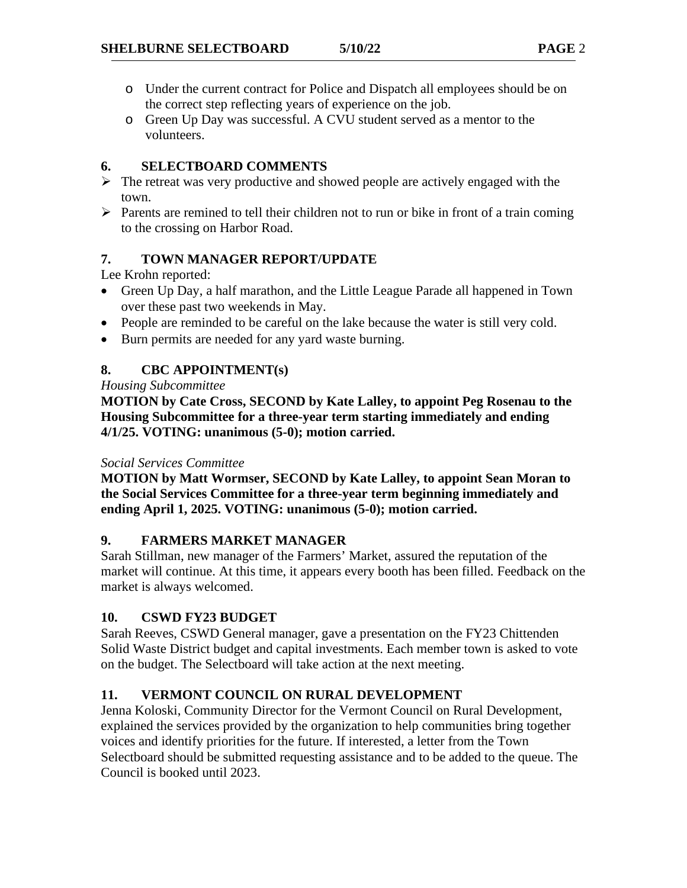- Under the current contract for Police and Dispatch all employees should be on the correct step reflecting years of experience on the job.
- Green Up Day was successful. A CVU student served as a mentor to the volunteers.

## 6. SELECTBOARD COMMENTS

- The retreat was very productive and showed people are actively engaged with the town.
- Parents are remined to tell their children not to run or bike in front of a train coming to the crossing on Harbor Road.

## 7. TOWN MANAGER REPORT/UPDATE

Lee Krohn reported:

- Green Up Day, a half marathon, and the Little League Parade all happened in Town over these past two weekends in May.
- People are reminded to be careful on the lake because the water is still very cold.
- Burn permits are needed for any yard waste burning.

## 8. CBC APPOINTMENT(s)

*Housing Subcommittee*

**MOTION by Cate Cross, SECOND by Kate Lalley, to appoint Peg Rosenau to the Housing Subcommittee for a three-year term starting immediately and ending 4/1/25. VOTING: unanimous (5-0); motion carried.**

*Social Services Committee*

**MOTION by Matt Wormser, SECOND by Kate Lalley, to appoint Sean Moran to the Social Services Committee for a three-year term beginning immediately and ending April 1, 2025. VOTING: unanimous (5-0); motion carried.**

## 9. FARMERS MARKET MANAGER

Sarah Stillman, new manager of the Farmers' Market, assured the reputation of the market will continue. At this time, it appears every booth has been filled. Feedback on the market is always welcomed.

## 10. CSWD FY23 BUDGET

Sarah Reeves, CSWD General manager, gave a presentation on the FY23 Chittenden Solid Waste District budget and capital investments. Each member town is asked to vote on the budget. The Selectboard will take action at the next meeting.

## 11. VERMONT COUNCIL ON RURAL DEVELOPMENT

Jenna Koloski, Community Director for the Vermont Council on Rural Development, explained the services provided by the organization to help communities bring together voices and identify priorities for the future. If interested, a letter from the Town Selectboard should be submitted requesting assistance and to be added to the queue. The Council is booked until 2023.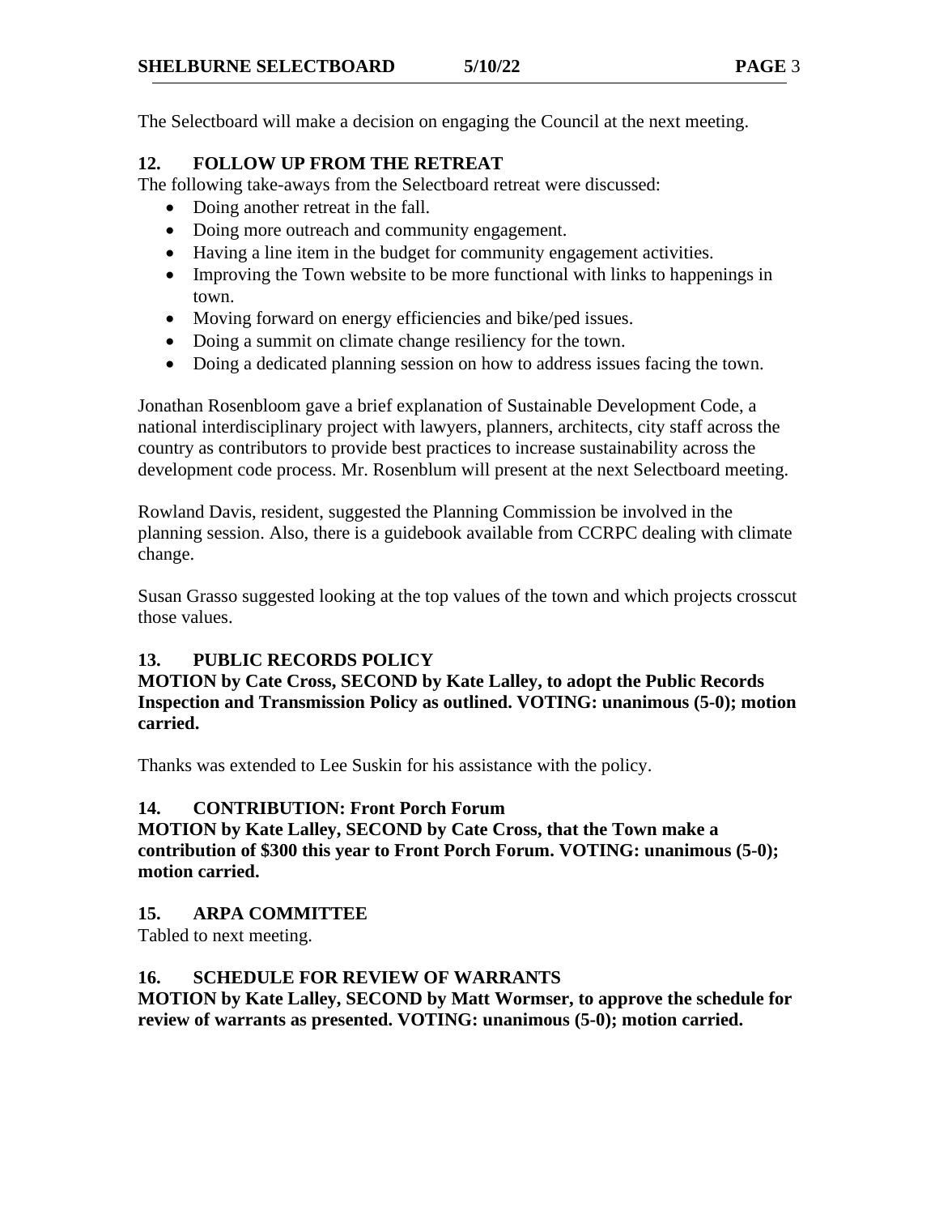The Selectboard will make a decision on engaging the Council at the next meeting.

## 12. FOLLOW UP FROM THE RETREAT

The following take-aways from the Selectboard retreat were discussed:

- Doing another retreat in the fall.
- Doing more outreach and community engagement.
- Having a line item in the budget for community engagement activities.
- Improving the Town website to be more functional with links to happenings in town.
- Moving forward on energy efficiencies and bike/ped issues.
- Doing a summit on climate change resiliency for the town.
- Doing a dedicated planning session on how to address issues facing the town.

Jonathan Rosenbloom gave a brief explanation of Sustainable Development Code, a national interdisciplinary project with lawyers, planners, architects, city staff across the country as contributors to provide best practices to increase sustainability across the development code process. Mr. Rosenblum will present at the next Selectboard meeting.

Rowland Davis, resident, suggested the Planning Commission be involved in the planning session. Also, there is a guidebook available from CCRPC dealing with climate change.

Susan Grasso suggested looking at the top values of the town and which projects crosscut those values.

## 13. PUBLIC RECORDS POLICY

**MOTION by Cate Cross, SECOND by Kate Lalley, to adopt the Public Records Inspection and Transmission Policy as outlined. VOTING: unanimous (5-0); motion carried.**

Thanks was extended to Lee Suskin for his assistance with the policy.

## 14. CONTRIBUTION: Front Porch Forum

**MOTION by Kate Lalley, SECOND by Cate Cross, that the Town make a contribution of $300 this year to Front Porch Forum. VOTING: unanimous (5-0); motion carried.**

## 15. ARPA COMMITTEE

Tabled to next meeting.

## 16. SCHEDULE FOR REVIEW OF WARRANTS

**MOTION by Kate Lalley, SECOND by Matt Wormser, to approve the schedule for review of warrants as presented. VOTING: unanimous (5-0); motion carried.**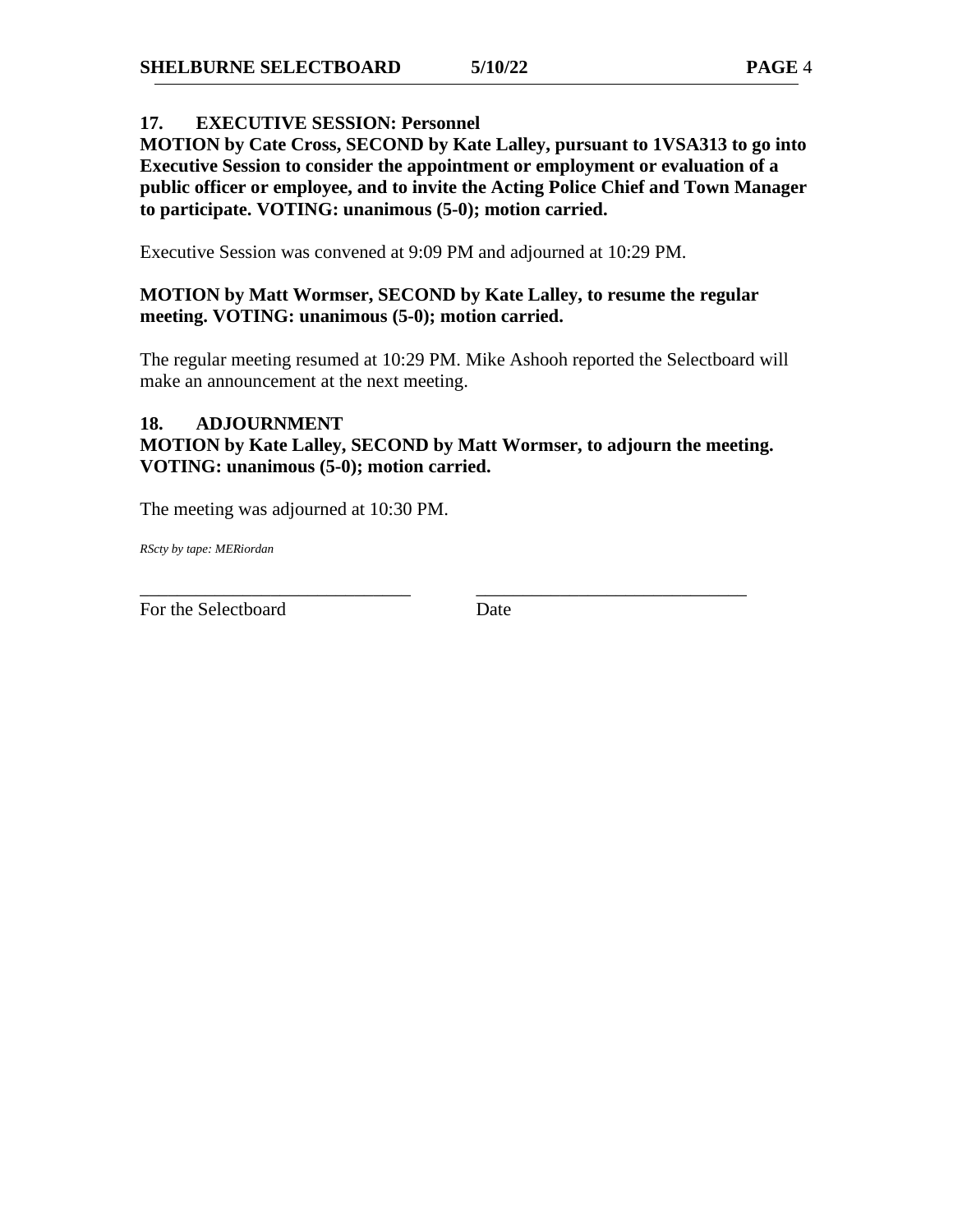## 17. EXECUTIVE SESSION: Personnel

**MOTION by Cate Cross, SECOND by Kate Lalley, pursuant to 1VSA313 to go into Executive Session to consider the appointment or employment or evaluation of a public officer or employee, and to invite the Acting Police Chief and Town Manager to participate. VOTING: unanimous (5-0); motion carried.**

Executive Session was convened at 9:09 PM and adjourned at 10:29 PM.

**MOTION by Matt Wormser, SECOND by Kate Lalley, to resume the regular meeting. VOTING: unanimous (5-0); motion carried.**

The regular meeting resumed at 10:29 PM. Mike Ashooh reported the Selectboard will make an announcement at the next meeting.

## 18. ADJOURNMENT

**MOTION by Kate Lalley, SECOND by Matt Wormser, to adjourn the meeting. VOTING: unanimous (5-0); motion carried.**

The meeting was adjourned at 10:30 PM.

*RScty by tape: MERiordan*

_____________________________ &nbsp;&nbsp;&nbsp;&nbsp; _____________________________

For the Selectboard &nbsp;&nbsp;&nbsp;&nbsp; Date